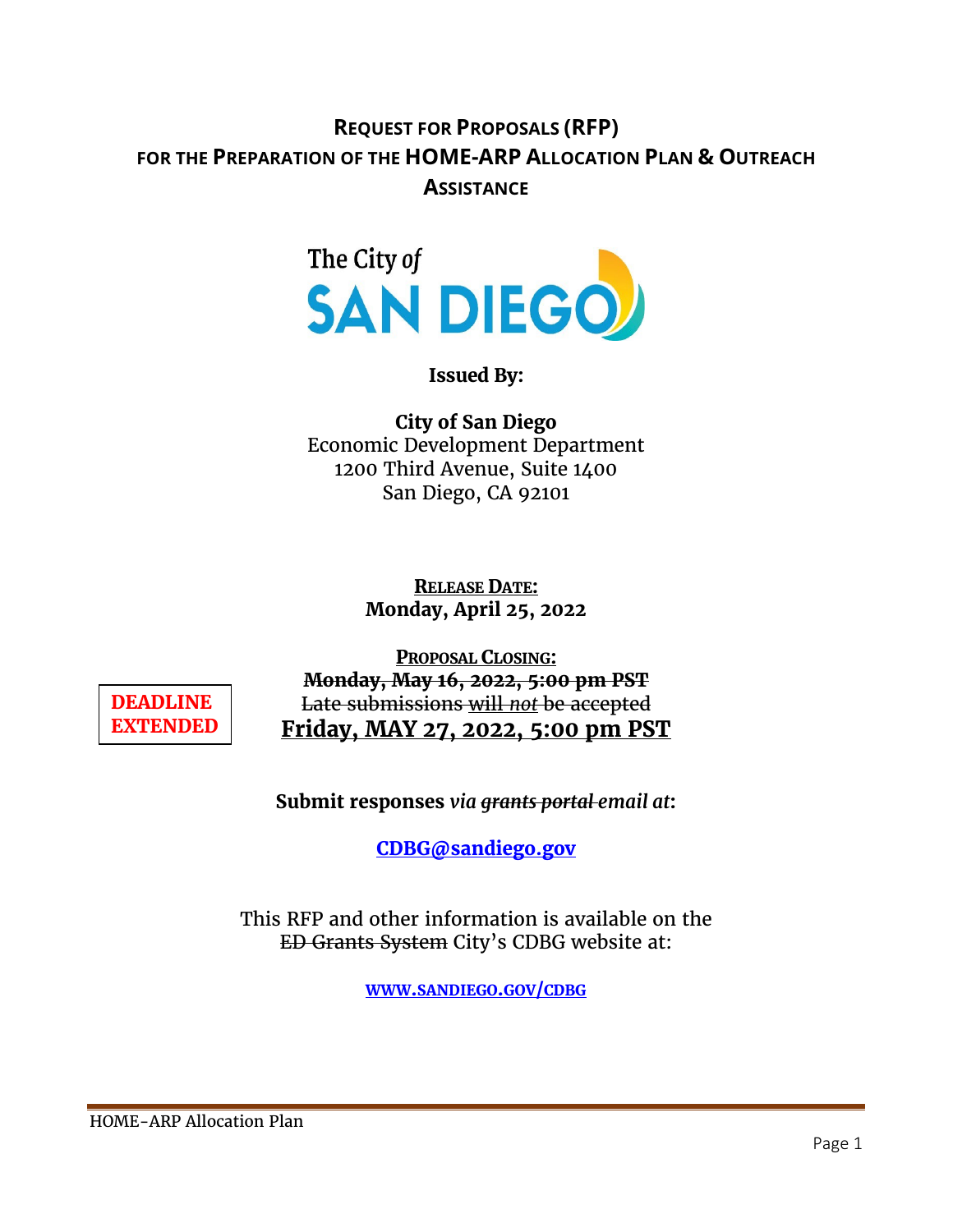# REQUEST FOR PROPOSALS (RFP) FOR THE PREPARATION OF THE HOME-ARP ALLOCATION PLAN & OUTREACH ASSISTANCE

The City of SAN DIEGO

**Issued By:**

**City of San Diego**
Economic Development Department
1200 Third Avenue, Suite 1400
San Diego, CA 92101

**RELEASE DATE:**
**Monday, April 25, 2022**

**DEADLINE EXTENDED**

**PROPOSAL CLOSING:**
~~**Monday, May 16, 2022, 5:00 pm PST**~~
~~Late submissions will *not* be accepted~~
**Friday, MAY 27, 2022, 5:00 pm PST**

**Submit responses *via ~~grants portal~~ email at*:**

**CDBG@sandiego.gov**

This RFP and other information is available on the ~~ED Grants System~~ City's CDBG website at:

**WWW.SANDIEGO.GOV/CDBG**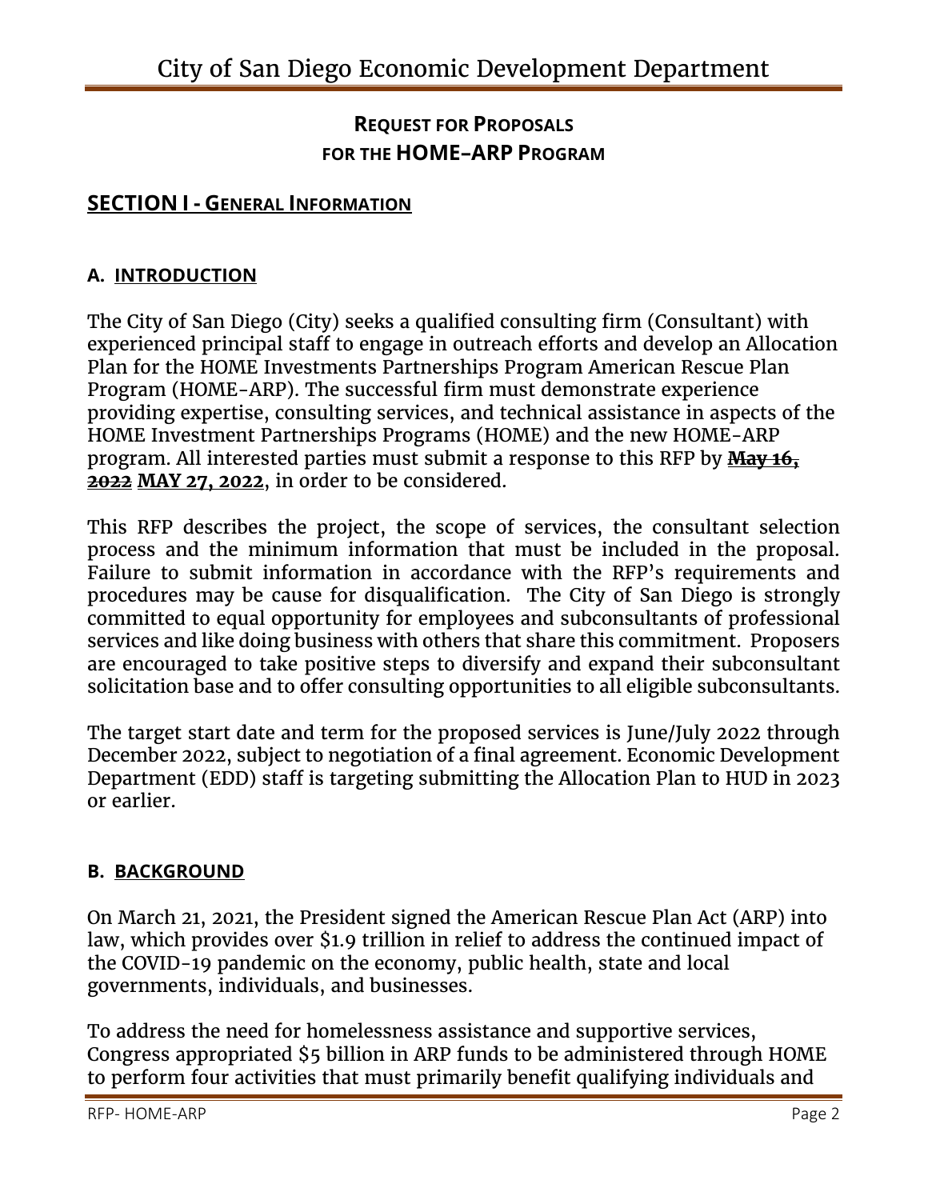# City of San Diego Economic Development Department

## REQUEST FOR PROPOSALS FOR THE HOME–ARP PROGRAM

## SECTION I - GENERAL INFORMATION

### A. INTRODUCTION

The City of San Diego (City) seeks a qualified consulting firm (Consultant) with experienced principal staff to engage in outreach efforts and develop an Allocation Plan for the HOME Investments Partnerships Program American Rescue Plan Program (HOME-ARP). The successful firm must demonstrate experience providing expertise, consulting services, and technical assistance in aspects of the HOME Investment Partnerships Programs (HOME) and the new HOME-ARP program. All interested parties must submit a response to this RFP by ~~**May 16, 2022**~~ **MAY 27, 2022**, in order to be considered.

This RFP describes the project, the scope of services, the consultant selection process and the minimum information that must be included in the proposal. Failure to submit information in accordance with the RFP's requirements and procedures may be cause for disqualification. The City of San Diego is strongly committed to equal opportunity for employees and subconsultants of professional services and like doing business with others that share this commitment. Proposers are encouraged to take positive steps to diversify and expand their subconsultant solicitation base and to offer consulting opportunities to all eligible subconsultants.

The target start date and term for the proposed services is June/July 2022 through December 2022, subject to negotiation of a final agreement. Economic Development Department (EDD) staff is targeting submitting the Allocation Plan to HUD in 2023 or earlier.

### B. BACKGROUND

On March 21, 2021, the President signed the American Rescue Plan Act (ARP) into law, which provides over $1.9 trillion in relief to address the continued impact of the COVID-19 pandemic on the economy, public health, state and local governments, individuals, and businesses.

To address the need for homelessness assistance and supportive services, Congress appropriated $5 billion in ARP funds to be administered through HOME to perform four activities that must primarily benefit qualifying individuals and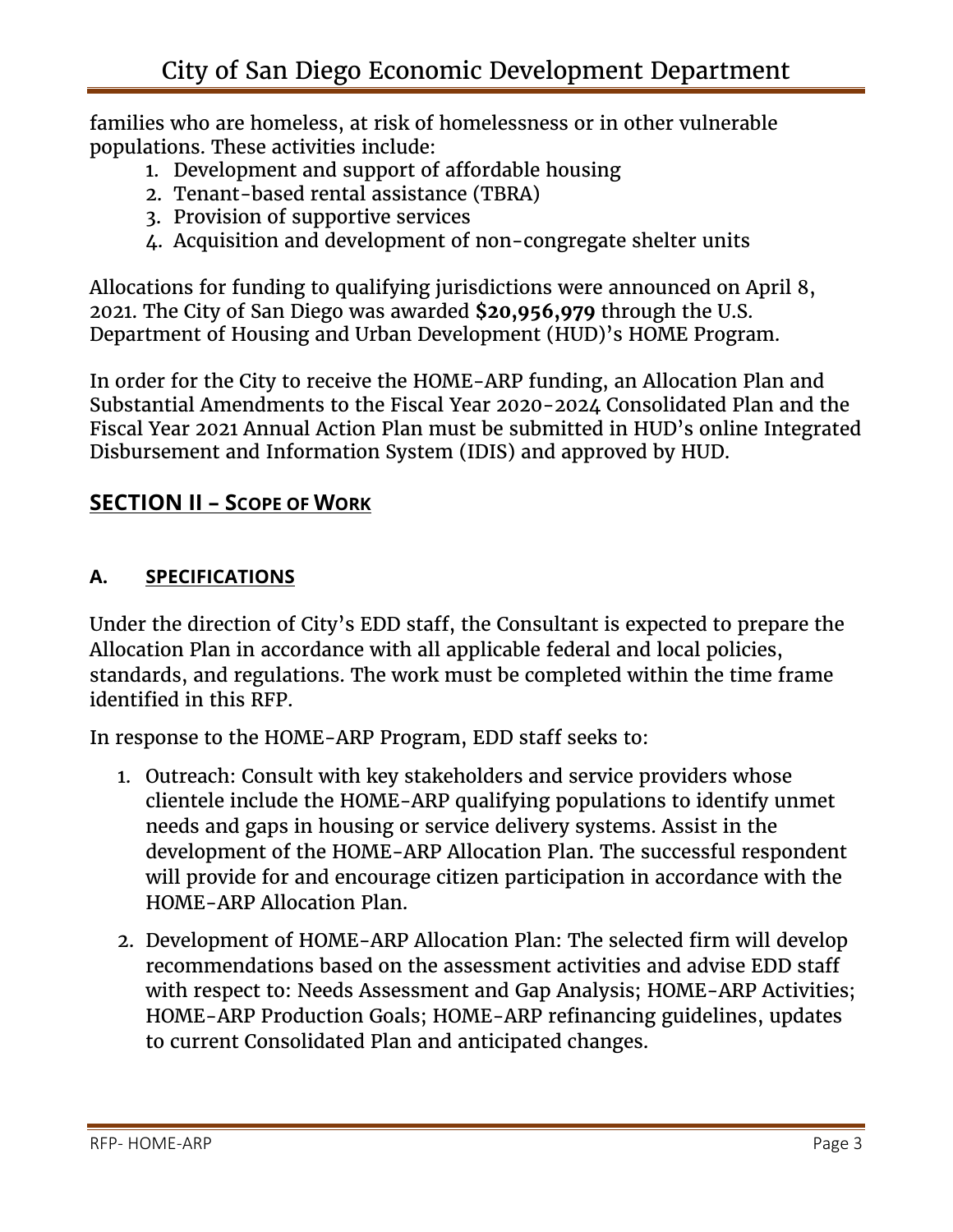families who are homeless, at risk of homelessness or in other vulnerable populations. These activities include:

1. Development and support of affordable housing
2. Tenant-based rental assistance (TBRA)
3. Provision of supportive services
4. Acquisition and development of non-congregate shelter units

Allocations for funding to qualifying jurisdictions were announced on April 8, 2021. The City of San Diego was awarded **$20,956,979** through the U.S. Department of Housing and Urban Development (HUD)'s HOME Program.

In order for the City to receive the HOME-ARP funding, an Allocation Plan and Substantial Amendments to the Fiscal Year 2020-2024 Consolidated Plan and the Fiscal Year 2021 Annual Action Plan must be submitted in HUD's online Integrated Disbursement and Information System (IDIS) and approved by HUD.

## SECTION II – SCOPE OF WORK

### A. SPECIFICATIONS

Under the direction of City's EDD staff, the Consultant is expected to prepare the Allocation Plan in accordance with all applicable federal and local policies, standards, and regulations. The work must be completed within the time frame identified in this RFP.

In response to the HOME-ARP Program, EDD staff seeks to:

1. Outreach: Consult with key stakeholders and service providers whose clientele include the HOME-ARP qualifying populations to identify unmet needs and gaps in housing or service delivery systems. Assist in the development of the HOME-ARP Allocation Plan. The successful respondent will provide for and encourage citizen participation in accordance with the HOME-ARP Allocation Plan.
2. Development of HOME-ARP Allocation Plan: The selected firm will develop recommendations based on the assessment activities and advise EDD staff with respect to: Needs Assessment and Gap Analysis; HOME-ARP Activities; HOME-ARP Production Goals; HOME-ARP refinancing guidelines, updates to current Consolidated Plan and anticipated changes.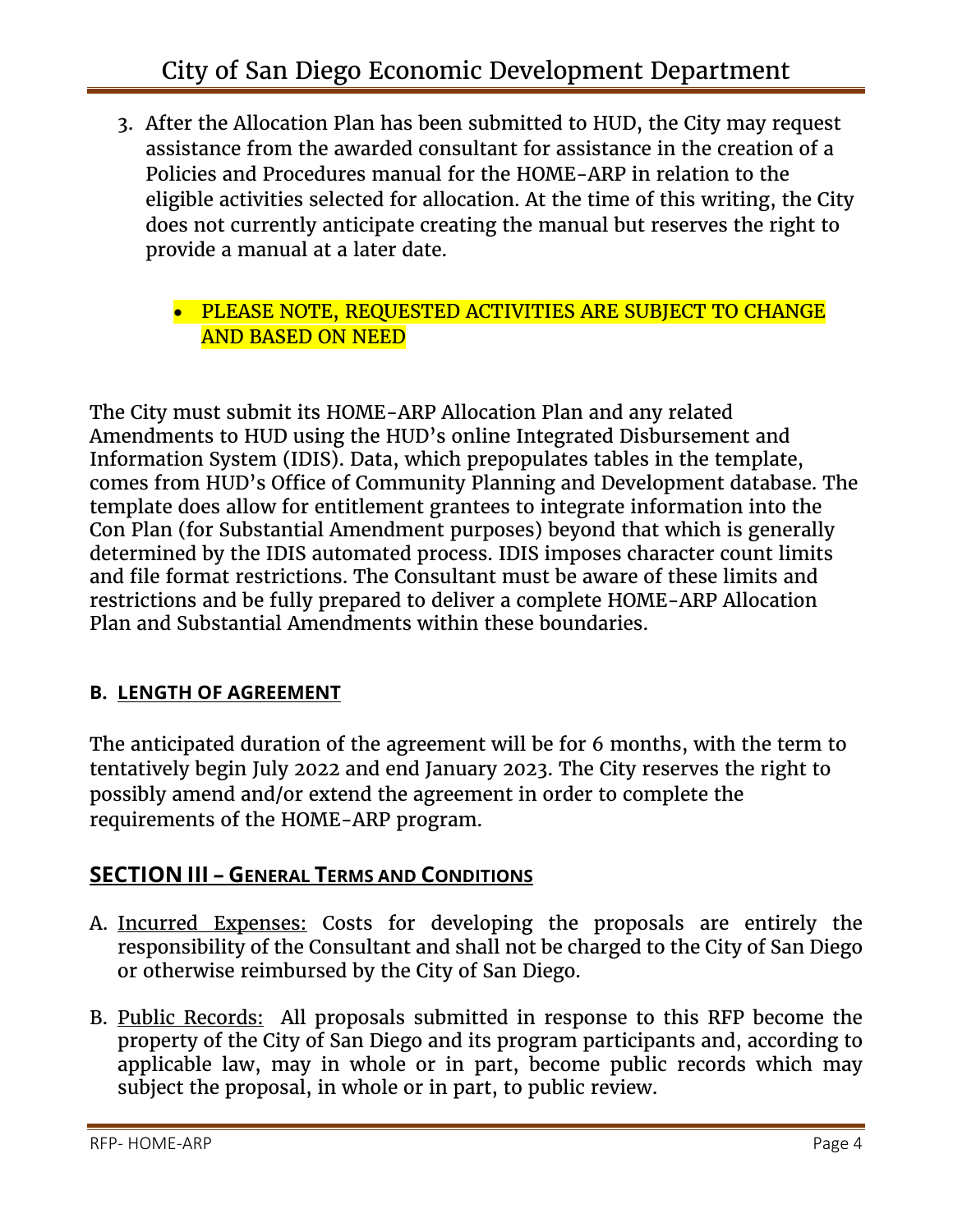3. After the Allocation Plan has been submitted to HUD, the City may request assistance from the awarded consultant for assistance in the creation of a Policies and Procedures manual for the HOME-ARP in relation to the eligible activities selected for allocation. At the time of this writing, the City does not currently anticipate creating the manual but reserves the right to provide a manual at a later date.

   - PLEASE NOTE, REQUESTED ACTIVITIES ARE SUBJECT TO CHANGE AND BASED ON NEED

The City must submit its HOME-ARP Allocation Plan and any related Amendments to HUD using the HUD's online Integrated Disbursement and Information System (IDIS). Data, which prepopulates tables in the template, comes from HUD's Office of Community Planning and Development database. The template does allow for entitlement grantees to integrate information into the Con Plan (for Substantial Amendment purposes) beyond that which is generally determined by the IDIS automated process. IDIS imposes character count limits and file format restrictions. The Consultant must be aware of these limits and restrictions and be fully prepared to deliver a complete HOME-ARP Allocation Plan and Substantial Amendments within these boundaries.

### B. LENGTH OF AGREEMENT

The anticipated duration of the agreement will be for 6 months, with the term to tentatively begin July 2022 and end January 2023. The City reserves the right to possibly amend and/or extend the agreement in order to complete the requirements of the HOME-ARP program.

## SECTION III – GENERAL TERMS AND CONDITIONS

A. Incurred Expenses: Costs for developing the proposals are entirely the responsibility of the Consultant and shall not be charged to the City of San Diego or otherwise reimbursed by the City of San Diego.

B. Public Records: All proposals submitted in response to this RFP become the property of the City of San Diego and its program participants and, according to applicable law, may in whole or in part, become public records which may subject the proposal, in whole or in part, to public review.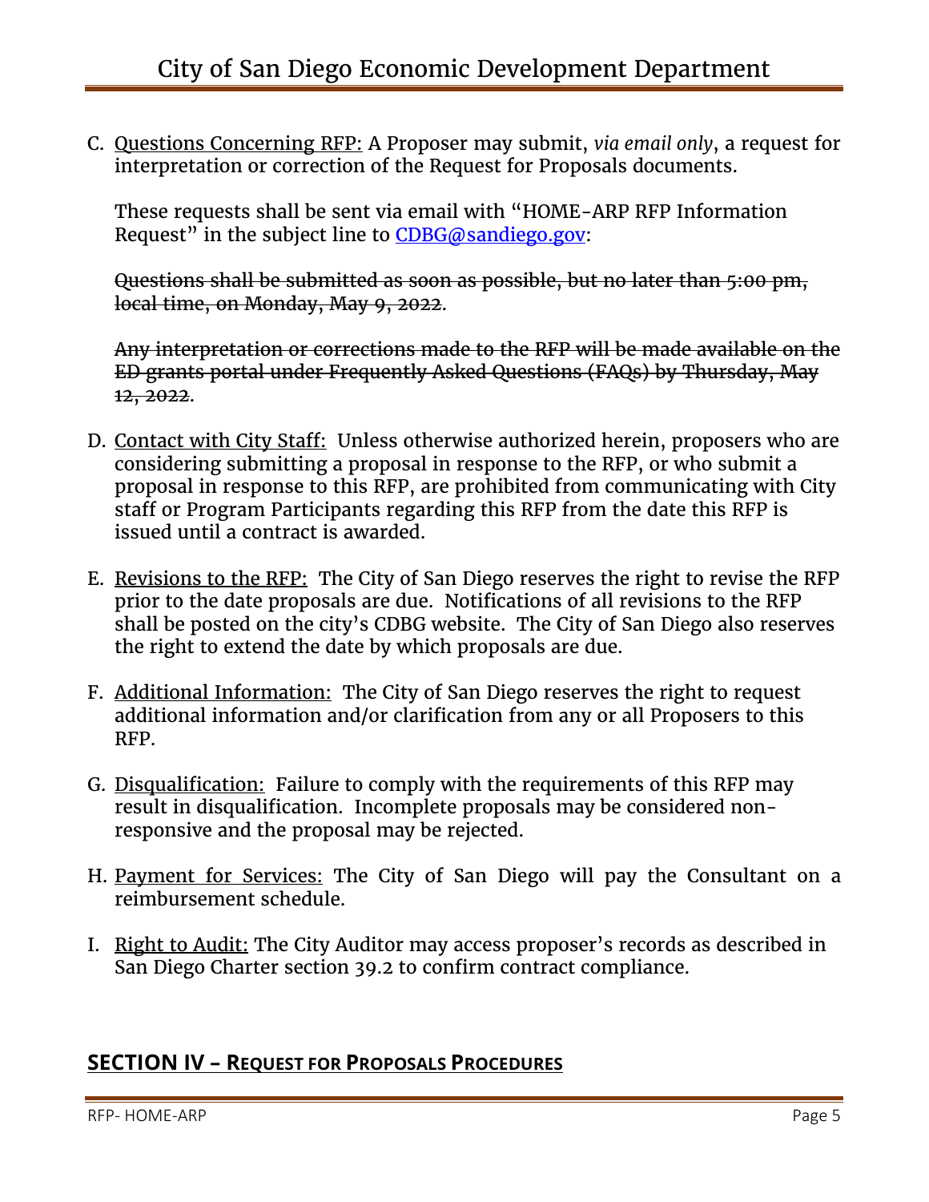C. <u>Questions Concerning RFP:</u> A Proposer may submit, *via email only*, a request for interpretation or correction of the Request for Proposals documents.

   These requests shall be sent via email with "HOME-ARP RFP Information Request" in the subject line to [CDBG@sandiego.gov](mailto:CDBG@sandiego.gov):

   ~~Questions shall be submitted as soon as possible, but no later than 5:00 pm, local time, on Monday, May 9, 2022.~~

   ~~Any interpretation or corrections made to the RFP will be made available on the ED grants portal under Frequently Asked Questions (FAQs) by Thursday, May 12, 2022.~~

D. <u>Contact with City Staff:</u> Unless otherwise authorized herein, proposers who are considering submitting a proposal in response to the RFP, or who submit a proposal in response to this RFP, are prohibited from communicating with City staff or Program Participants regarding this RFP from the date this RFP is issued until a contract is awarded.

E. <u>Revisions to the RFP:</u> The City of San Diego reserves the right to revise the RFP prior to the date proposals are due. Notifications of all revisions to the RFP shall be posted on the city's CDBG website. The City of San Diego also reserves the right to extend the date by which proposals are due.

F. <u>Additional Information:</u> The City of San Diego reserves the right to request additional information and/or clarification from any or all Proposers to this RFP.

G. <u>Disqualification:</u> Failure to comply with the requirements of this RFP may result in disqualification. Incomplete proposals may be considered non-responsive and the proposal may be rejected.

H. <u>Payment for Services:</u> The City of San Diego will pay the Consultant on a reimbursement schedule.

I. <u>Right to Audit:</u> The City Auditor may access proposer's records as described in San Diego Charter section 39.2 to confirm contract compliance.

## SECTION IV – REQUEST FOR PROPOSALS PROCEDURES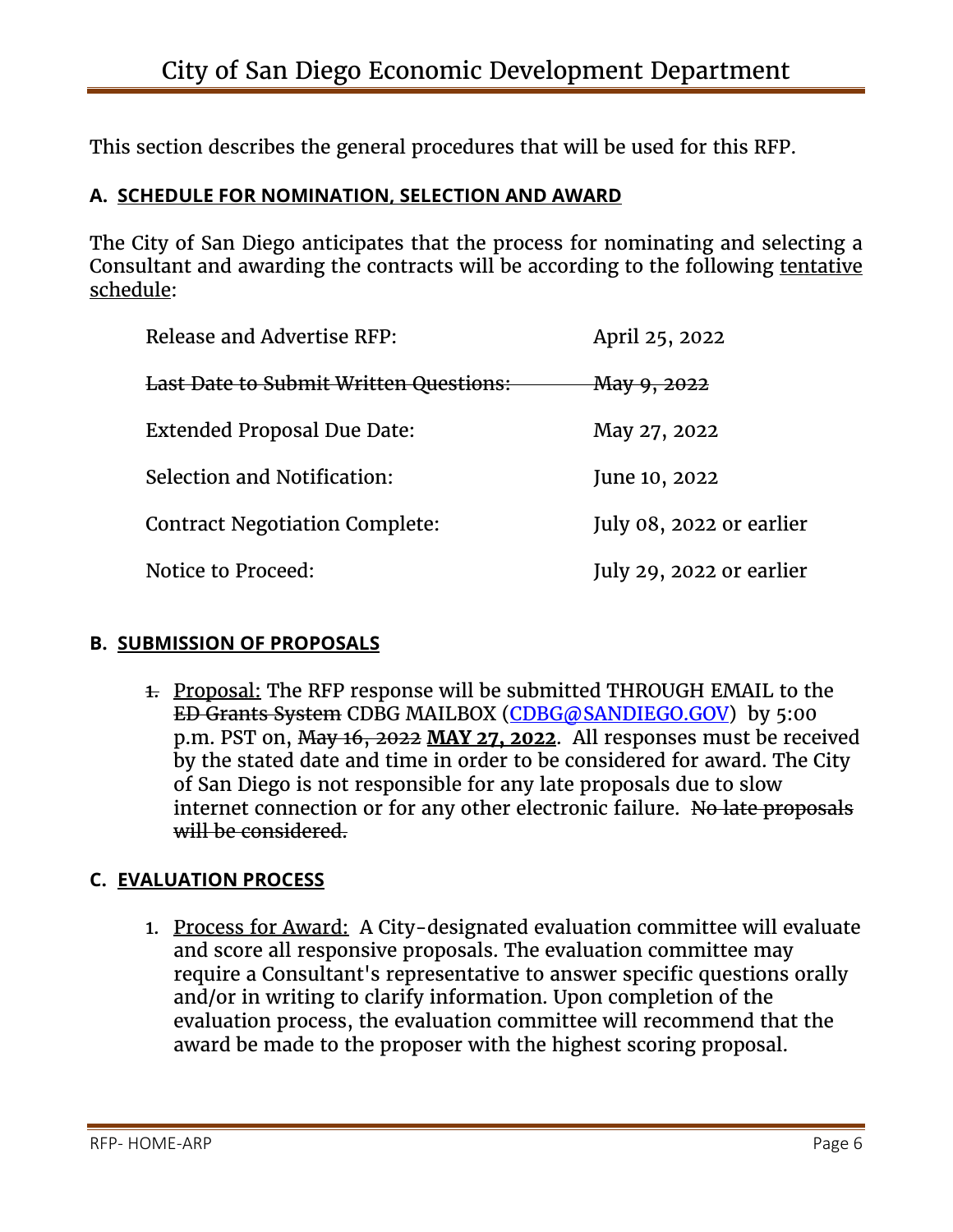This section describes the general procedures that will be used for this RFP.

### A. SCHEDULE FOR NOMINATION, SELECTION AND AWARD

The City of San Diego anticipates that the process for nominating and selecting a Consultant and awarding the contracts will be according to the following tentative schedule:

| | |
|---|---|
| Release and Advertise RFP: | April 25, 2022 |
| ~~Last Date to Submit Written Questions:~~ | ~~May 9, 2022~~ |
| Extended Proposal Due Date: | May 27, 2022 |
| Selection and Notification: | June 10, 2022 |
| Contract Negotiation Complete: | July 08, 2022 or earlier |
| Notice to Proceed: | July 29, 2022 or earlier |

### B. SUBMISSION OF PROPOSALS

~~1.~~ Proposal: The RFP response will be submitted THROUGH EMAIL to the ~~ED Grants System~~ CDBG MAILBOX (CDBG@SANDIEGO.GOV) by 5:00 p.m. PST on, ~~May 16, 2022~~ **MAY 27, 2022**. All responses must be received by the stated date and time in order to be considered for award. The City of San Diego is not responsible for any late proposals due to slow internet connection or for any other electronic failure. ~~No late proposals will be considered.~~

### C. EVALUATION PROCESS

1. Process for Award: A City-designated evaluation committee will evaluate and score all responsive proposals. The evaluation committee may require a Consultant's representative to answer specific questions orally and/or in writing to clarify information. Upon completion of the evaluation process, the evaluation committee will recommend that the award be made to the proposer with the highest scoring proposal.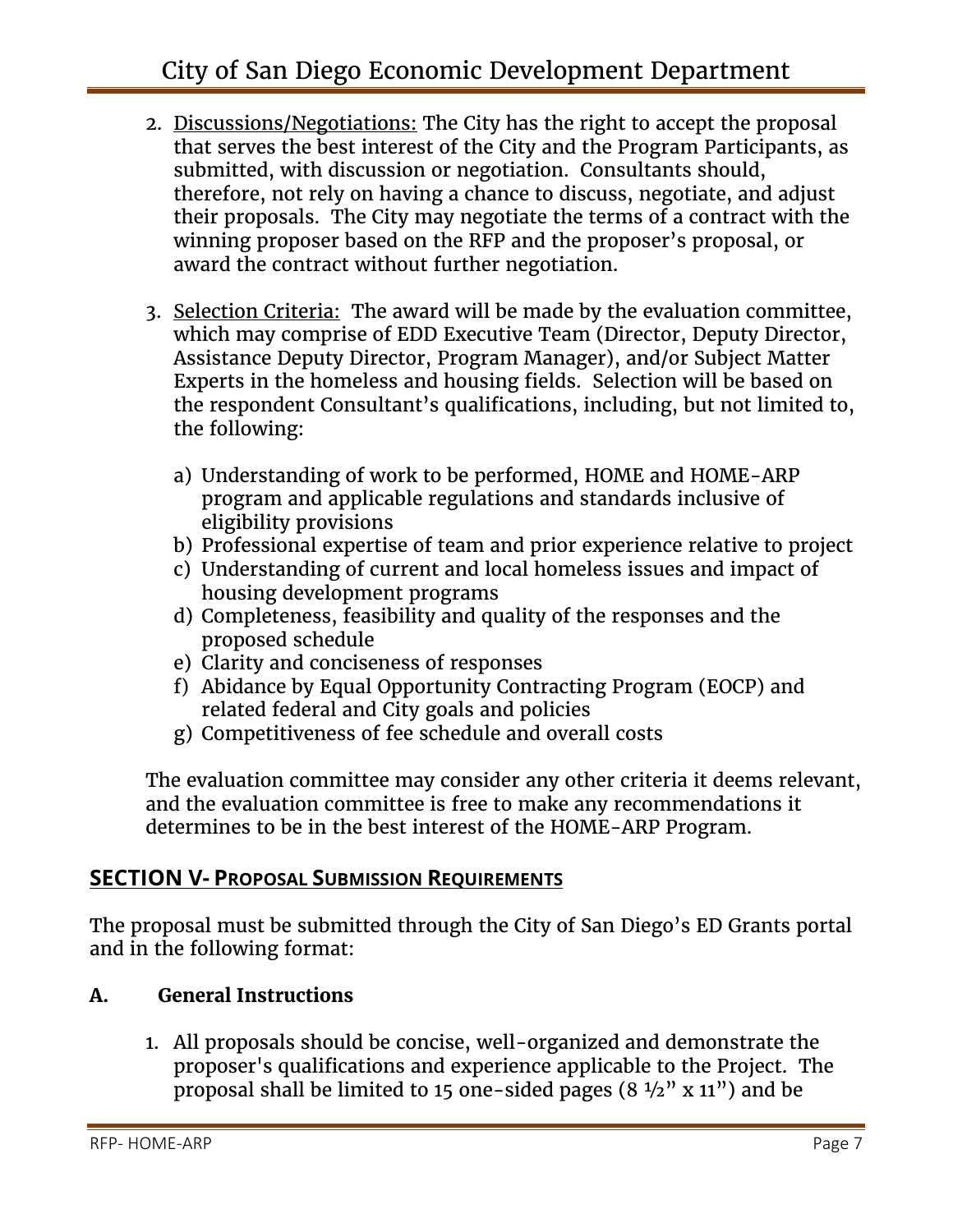2. Discussions/Negotiations: The City has the right to accept the proposal that serves the best interest of the City and the Program Participants, as submitted, with discussion or negotiation. Consultants should, therefore, not rely on having a chance to discuss, negotiate, and adjust their proposals. The City may negotiate the terms of a contract with the winning proposer based on the RFP and the proposer's proposal, or award the contract without further negotiation.

3. Selection Criteria: The award will be made by the evaluation committee, which may comprise of EDD Executive Team (Director, Deputy Director, Assistance Deputy Director, Program Manager), and/or Subject Matter Experts in the homeless and housing fields. Selection will be based on the respondent Consultant's qualifications, including, but not limited to, the following:

   a) Understanding of work to be performed, HOME and HOME-ARP program and applicable regulations and standards inclusive of eligibility provisions
   b) Professional expertise of team and prior experience relative to project
   c) Understanding of current and local homeless issues and impact of housing development programs
   d) Completeness, feasibility and quality of the responses and the proposed schedule
   e) Clarity and conciseness of responses
   f) Abidance by Equal Opportunity Contracting Program (EOCP) and related federal and City goals and policies
   g) Competitiveness of fee schedule and overall costs

   The evaluation committee may consider any other criteria it deems relevant, and the evaluation committee is free to make any recommendations it determines to be in the best interest of the HOME-ARP Program.

## SECTION V- PROPOSAL SUBMISSION REQUIREMENTS

The proposal must be submitted through the City of San Diego's ED Grants portal and in the following format:

### A. General Instructions

1. All proposals should be concise, well-organized and demonstrate the proposer's qualifications and experience applicable to the Project. The proposal shall be limited to 15 one-sided pages (8 ½" x 11") and be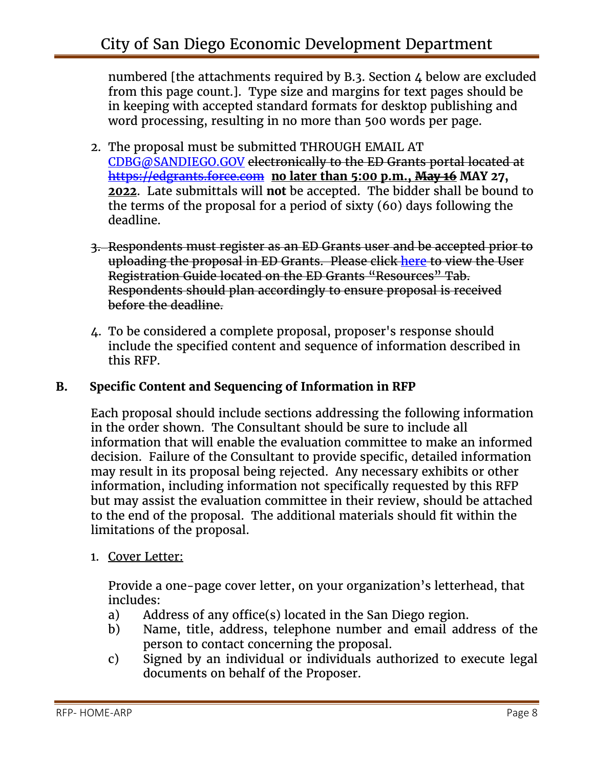numbered [the attachments required by B.3. Section 4 below are excluded from this page count.]. Type size and margins for text pages should be in keeping with accepted standard formats for desktop publishing and word processing, resulting in no more than 500 words per page.

2. The proposal must be submitted THROUGH EMAIL AT CDBG@SANDIEGO.GOV ~~electronically to the ED Grants portal located at https://edgrants.force.com~~ **no later than 5:00 p.m., ~~May 16~~ MAY 27, 2022**. Late submittals will **not** be accepted. The bidder shall be bound to the terms of the proposal for a period of sixty (60) days following the deadline.

3. ~~Respondents must register as an ED Grants user and be accepted prior to uploading the proposal in ED Grants. Please click here to view the User Registration Guide located on the ED Grants "Resources" Tab. Respondents should plan accordingly to ensure proposal is received before the deadline.~~

4. To be considered a complete proposal, proposer's response should include the specified content and sequence of information described in this RFP.

## B. Specific Content and Sequencing of Information in RFP

Each proposal should include sections addressing the following information in the order shown. The Consultant should be sure to include all information that will enable the evaluation committee to make an informed decision. Failure of the Consultant to provide specific, detailed information may result in its proposal being rejected. Any necessary exhibits or other information, including information not specifically requested by this RFP but may assist the evaluation committee in their review, should be attached to the end of the proposal. The additional materials should fit within the limitations of the proposal.

1. Cover Letter:

   Provide a one-page cover letter, on your organization's letterhead, that includes:

   a) Address of any office(s) located in the San Diego region.
   b) Name, title, address, telephone number and email address of the person to contact concerning the proposal.
   c) Signed by an individual or individuals authorized to execute legal documents on behalf of the Proposer.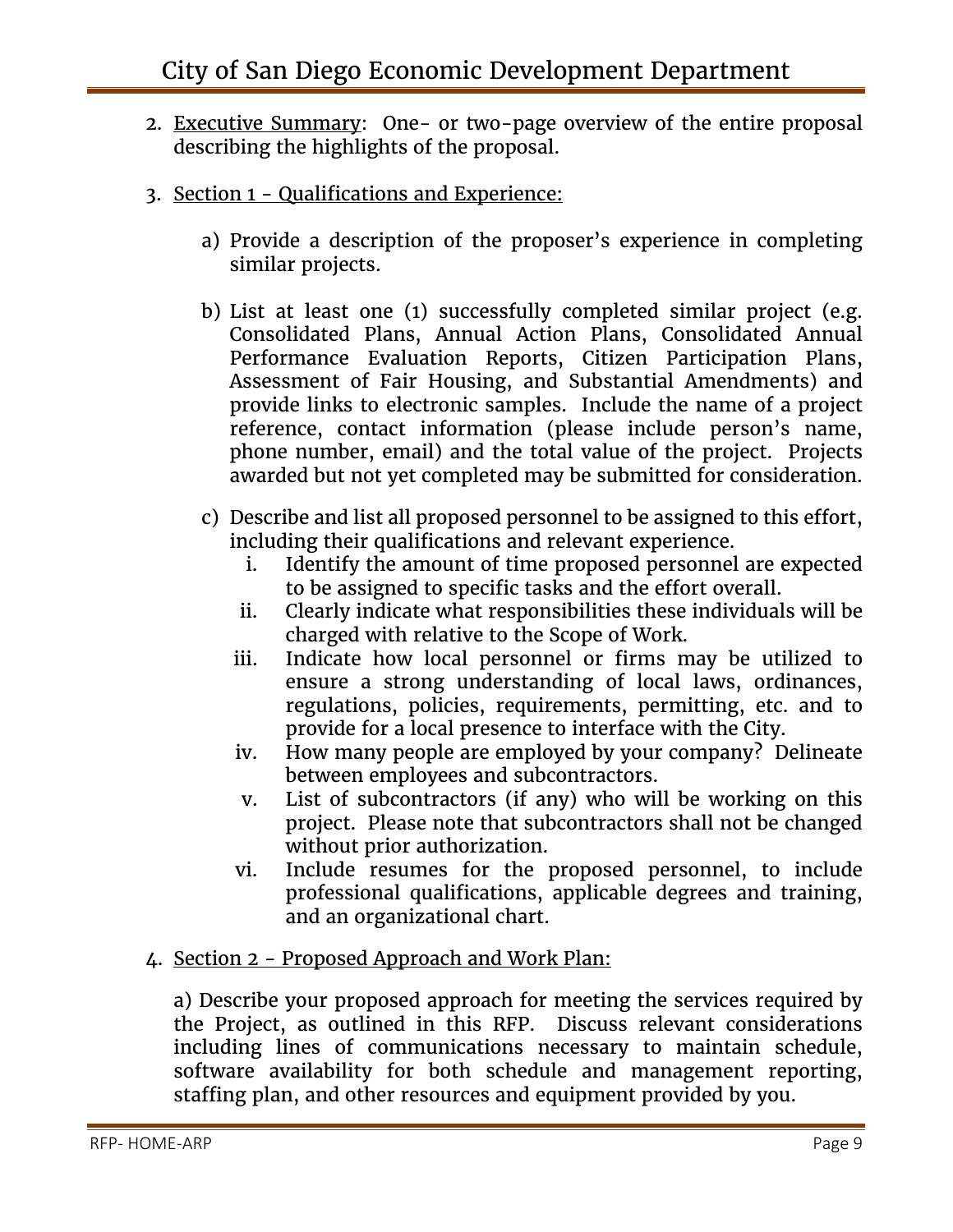2. Executive Summary: One- or two-page overview of the entire proposal describing the highlights of the proposal.

3. Section 1 - Qualifications and Experience:

   a) Provide a description of the proposer's experience in completing similar projects.

   b) List at least one (1) successfully completed similar project (e.g. Consolidated Plans, Annual Action Plans, Consolidated Annual Performance Evaluation Reports, Citizen Participation Plans, Assessment of Fair Housing, and Substantial Amendments) and provide links to electronic samples. Include the name of a project reference, contact information (please include person's name, phone number, email) and the total value of the project. Projects awarded but not yet completed may be submitted for consideration.

   c) Describe and list all proposed personnel to be assigned to this effort, including their qualifications and relevant experience.
      i. Identify the amount of time proposed personnel are expected to be assigned to specific tasks and the effort overall.
      ii. Clearly indicate what responsibilities these individuals will be charged with relative to the Scope of Work.
      iii. Indicate how local personnel or firms may be utilized to ensure a strong understanding of local laws, ordinances, regulations, policies, requirements, permitting, etc. and to provide for a local presence to interface with the City.
      iv. How many people are employed by your company? Delineate between employees and subcontractors.
      v. List of subcontractors (if any) who will be working on this project. Please note that subcontractors shall not be changed without prior authorization.
      vi. Include resumes for the proposed personnel, to include professional qualifications, applicable degrees and training, and an organizational chart.

4. Section 2 - Proposed Approach and Work Plan:

   a) Describe your proposed approach for meeting the services required by the Project, as outlined in this RFP. Discuss relevant considerations including lines of communications necessary to maintain schedule, software availability for both schedule and management reporting, staffing plan, and other resources and equipment provided by you.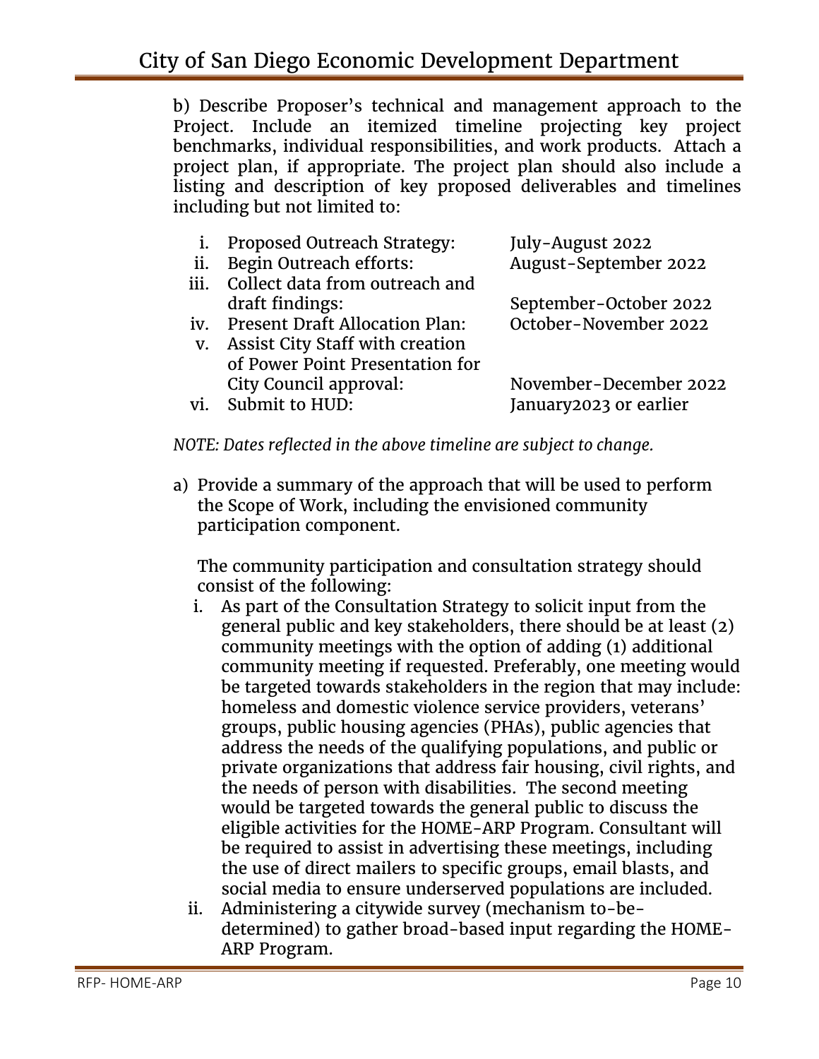b) Describe Proposer's technical and management approach to the Project. Include an itemized timeline projecting key project benchmarks, individual responsibilities, and work products. Attach a project plan, if appropriate. The project plan should also include a listing and description of key proposed deliverables and timelines including but not limited to:

| | | |
|---|---|---|
| i. | Proposed Outreach Strategy: | July-August 2022 |
| ii. | Begin Outreach efforts: | August-September 2022 |
| iii. | Collect data from outreach and draft findings: | September-October 2022 |
| iv. | Present Draft Allocation Plan: | October-November 2022 |
| v. | Assist City Staff with creation of Power Point Presentation for City Council approval: | November-December 2022 |
| vi. | Submit to HUD: | January2023 or earlier |

*NOTE: Dates reflected in the above timeline are subject to change.*

a) Provide a summary of the approach that will be used to perform the Scope of Work, including the envisioned community participation component.

   The community participation and consultation strategy should consist of the following:

   i. As part of the Consultation Strategy to solicit input from the general public and key stakeholders, there should be at least (2) community meetings with the option of adding (1) additional community meeting if requested. Preferably, one meeting would be targeted towards stakeholders in the region that may include: homeless and domestic violence service providers, veterans' groups, public housing agencies (PHAs), public agencies that address the needs of the qualifying populations, and public or private organizations that address fair housing, civil rights, and the needs of person with disabilities. The second meeting would be targeted towards the general public to discuss the eligible activities for the HOME-ARP Program. Consultant will be required to assist in advertising these meetings, including the use of direct mailers to specific groups, email blasts, and social media to ensure underserved populations are included.

   ii. Administering a citywide survey (mechanism to-be-determined) to gather broad-based input regarding the HOME-ARP Program.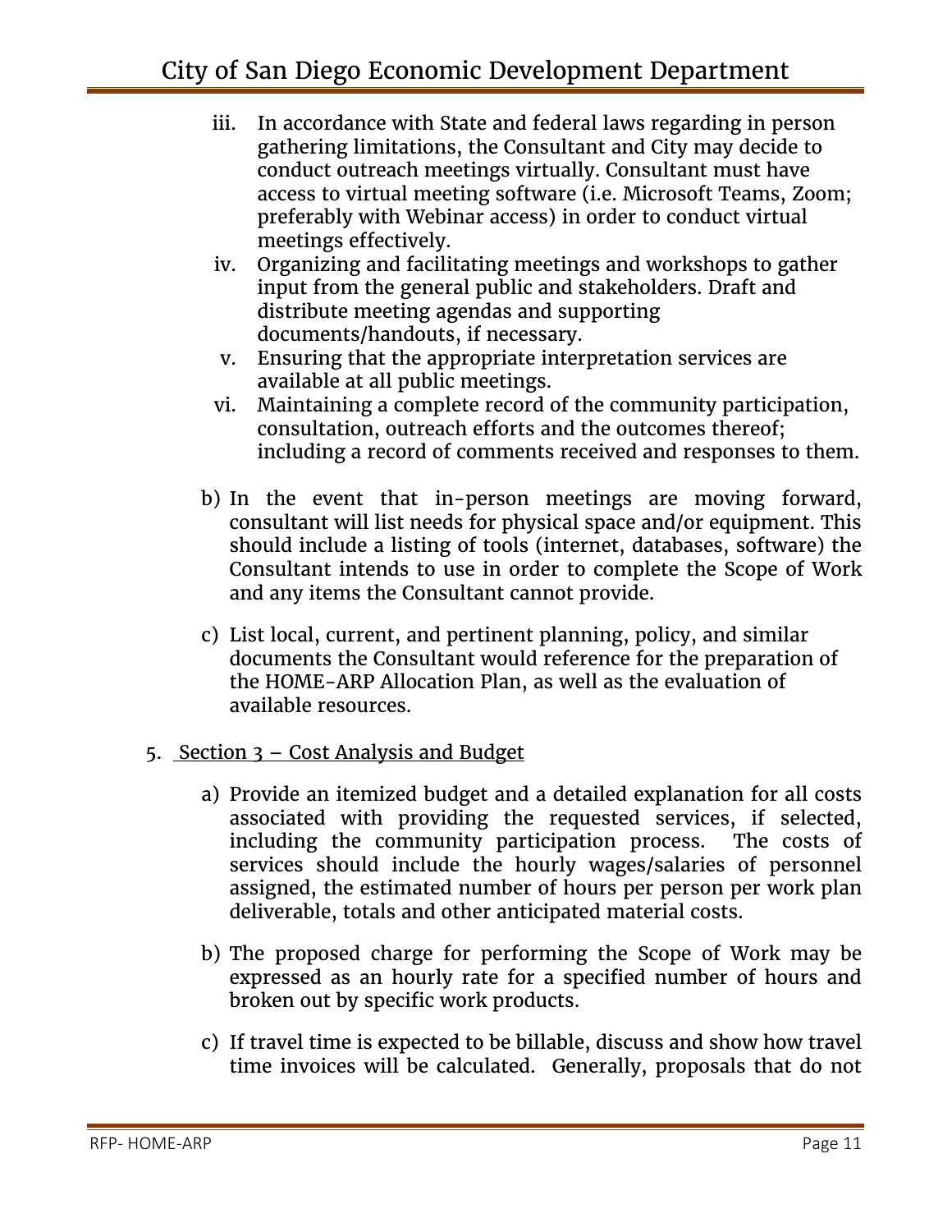iii. In accordance with State and federal laws regarding in person gathering limitations, the Consultant and City may decide to conduct outreach meetings virtually. Consultant must have access to virtual meeting software (i.e. Microsoft Teams, Zoom; preferably with Webinar access) in order to conduct virtual meetings effectively.

iv. Organizing and facilitating meetings and workshops to gather input from the general public and stakeholders. Draft and distribute meeting agendas and supporting documents/handouts, if necessary.

v. Ensuring that the appropriate interpretation services are available at all public meetings.

vi. Maintaining a complete record of the community participation, consultation, outreach efforts and the outcomes thereof; including a record of comments received and responses to them.

b) In the event that in-person meetings are moving forward, consultant will list needs for physical space and/or equipment. This should include a listing of tools (internet, databases, software) the Consultant intends to use in order to complete the Scope of Work and any items the Consultant cannot provide.

c) List local, current, and pertinent planning, policy, and similar documents the Consultant would reference for the preparation of the HOME-ARP Allocation Plan, as well as the evaluation of available resources.

5. Section 3 – Cost Analysis and Budget

a) Provide an itemized budget and a detailed explanation for all costs associated with providing the requested services, if selected, including the community participation process. The costs of services should include the hourly wages/salaries of personnel assigned, the estimated number of hours per person per work plan deliverable, totals and other anticipated material costs.

b) The proposed charge for performing the Scope of Work may be expressed as an hourly rate for a specified number of hours and broken out by specific work products.

c) If travel time is expected to be billable, discuss and show how travel time invoices will be calculated. Generally, proposals that do not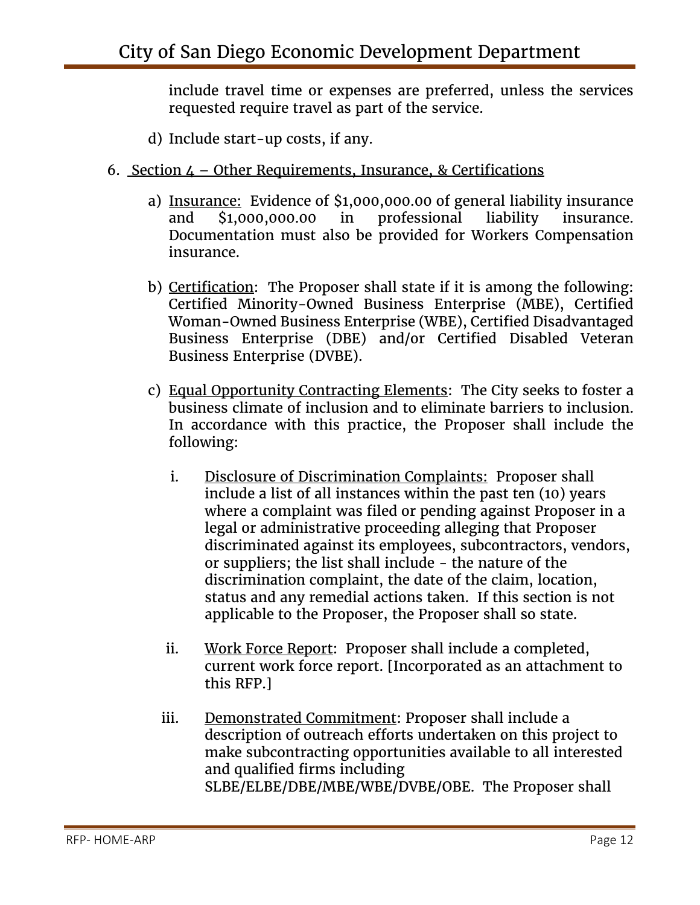include travel time or expenses are preferred, unless the services requested require travel as part of the service.

d) Include start-up costs, if any.

6. Section 4 – Other Requirements, Insurance, & Certifications

   a) Insurance: Evidence of $1,000,000.00 of general liability insurance and $1,000,000.00 in professional liability insurance. Documentation must also be provided for Workers Compensation insurance.

   b) Certification: The Proposer shall state if it is among the following: Certified Minority-Owned Business Enterprise (MBE), Certified Woman-Owned Business Enterprise (WBE), Certified Disadvantaged Business Enterprise (DBE) and/or Certified Disabled Veteran Business Enterprise (DVBE).

   c) Equal Opportunity Contracting Elements: The City seeks to foster a business climate of inclusion and to eliminate barriers to inclusion. In accordance with this practice, the Proposer shall include the following:

      i. Disclosure of Discrimination Complaints: Proposer shall include a list of all instances within the past ten (10) years where a complaint was filed or pending against Proposer in a legal or administrative proceeding alleging that Proposer discriminated against its employees, subcontractors, vendors, or suppliers; the list shall include - the nature of the discrimination complaint, the date of the claim, location, status and any remedial actions taken. If this section is not applicable to the Proposer, the Proposer shall so state.

      ii. Work Force Report: Proposer shall include a completed, current work force report. [Incorporated as an attachment to this RFP.]

      iii. Demonstrated Commitment: Proposer shall include a description of outreach efforts undertaken on this project to make subcontracting opportunities available to all interested and qualified firms including SLBE/ELBE/DBE/MBE/WBE/DVBE/OBE. The Proposer shall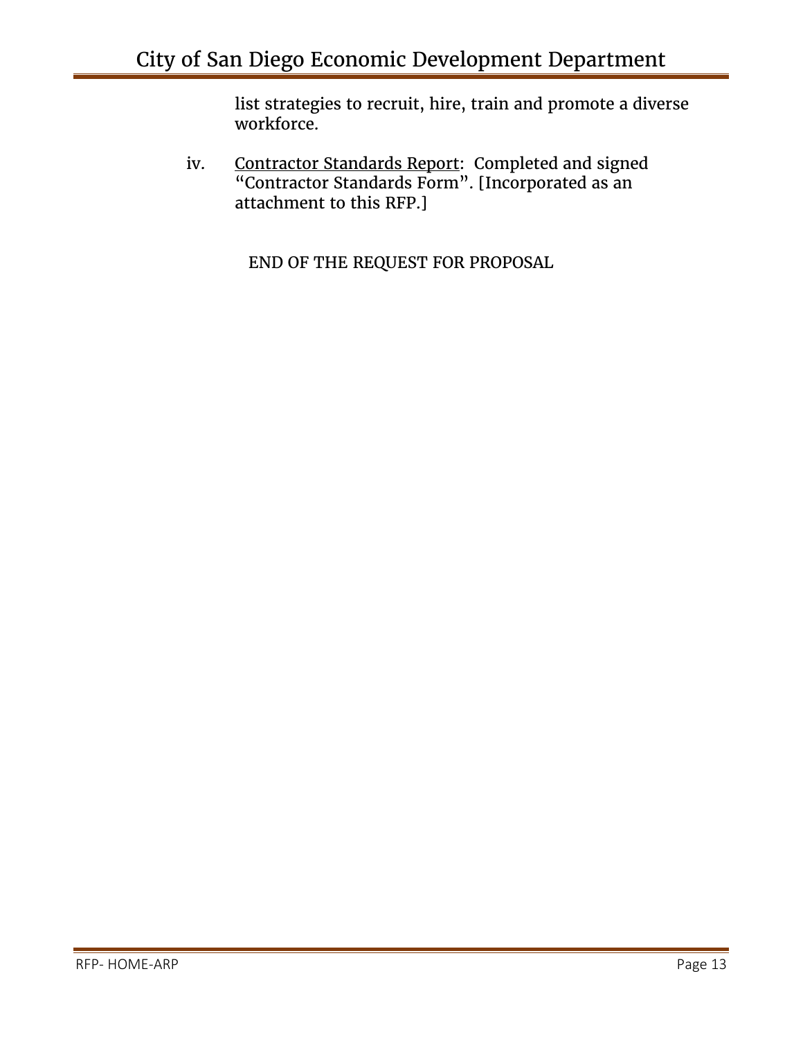list strategies to recruit, hire, train and promote a diverse workforce.

iv. Contractor Standards Report: Completed and signed "Contractor Standards Form". [Incorporated as an attachment to this RFP.]

END OF THE REQUEST FOR PROPOSAL